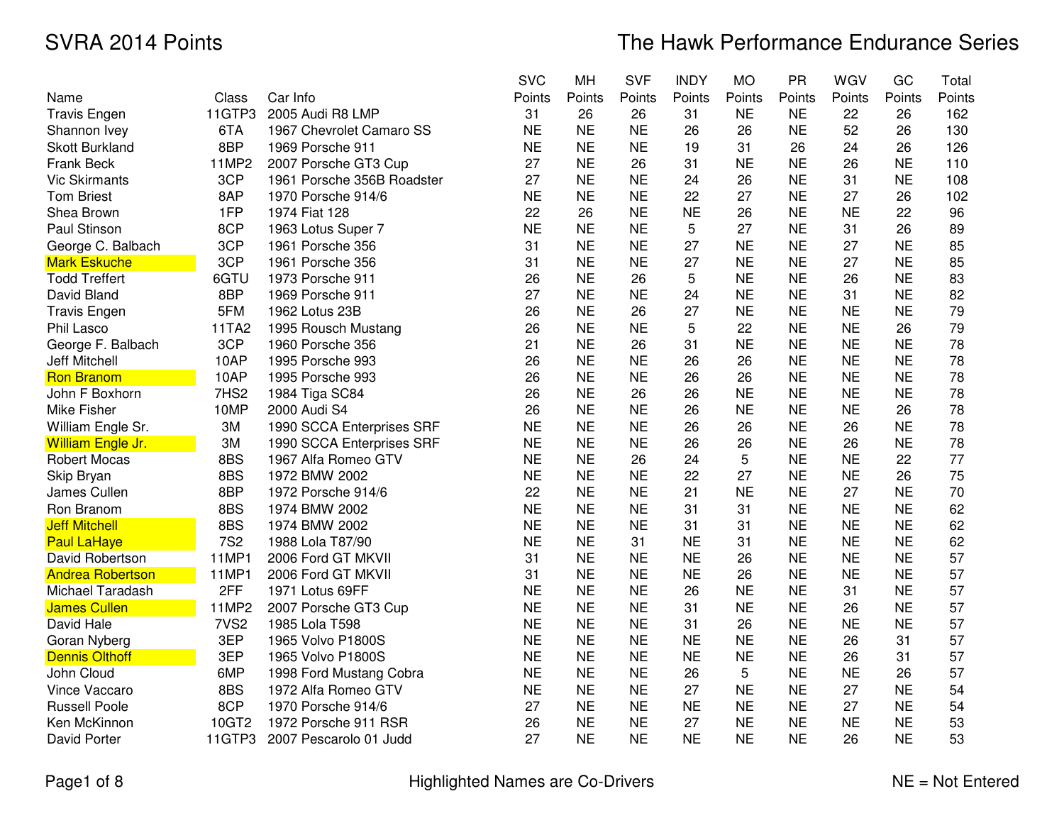# SVRA 2014 Points

## The Hawk Performance Endurance Series

| Name | Class | Car Info | SVC Points | MH Points | SVF Points | INDY Points | MO Points | PR Points | WGV Points | GC Points | Total Points |
|---|---|---|---|---|---|---|---|---|---|---|---|
| Travis Engen | 11GTP3 | 2005 Audi R8 LMP | 31 | 26 | 26 | 31 | NE | NE | 22 | 26 | 162 |
| Shannon Ivey | 6TA | 1967 Chevrolet Camaro SS | NE | NE | NE | 26 | 26 | NE | 52 | 26 | 130 |
| Skott Burkland | 8BP | 1969 Porsche 911 | NE | NE | NE | 19 | 31 | 26 | 24 | 26 | 126 |
| Frank Beck | 11MP2 | 2007 Porsche GT3 Cup | 27 | NE | 26 | 31 | NE | NE | 26 | NE | 110 |
| Vic Skirmants | 3CP | 1961 Porsche 356B Roadster | 27 | NE | NE | 24 | 26 | NE | 31 | NE | 108 |
| Tom Briest | 8AP | 1970 Porsche 914/6 | NE | NE | NE | 22 | 27 | NE | 27 | 26 | 102 |
| Shea Brown | 1FP | 1974 Fiat 128 | 22 | 26 | NE | NE | 26 | NE | NE | 22 | 96 |
| Paul Stinson | 8CP | 1963 Lotus Super 7 | NE | NE | NE | 5 | 27 | NE | 31 | 26 | 89 |
| George C. Balbach | 3CP | 1961 Porsche 356 | 31 | NE | NE | 27 | NE | NE | 27 | NE | 85 |
| Mark Eskuche | 3CP | 1961 Porsche 356 | 31 | NE | NE | 27 | NE | NE | 27 | NE | 85 |
| Todd Treffert | 6GTU | 1973 Porsche 911 | 26 | NE | 26 | 5 | NE | NE | 26 | NE | 83 |
| David Bland | 8BP | 1969 Porsche 911 | 27 | NE | NE | 24 | NE | NE | 31 | NE | 82 |
| Travis Engen | 5FM | 1962 Lotus 23B | 26 | NE | 26 | 27 | NE | NE | NE | NE | 79 |
| Phil Lasco | 11TA2 | 1995 Rousch Mustang | 26 | NE | NE | 5 | 22 | NE | NE | 26 | 79 |
| George F. Balbach | 3CP | 1960 Porsche 356 | 21 | NE | 26 | 31 | NE | NE | NE | NE | 78 |
| Jeff Mitchell | 10AP | 1995 Porsche 993 | 26 | NE | NE | 26 | 26 | NE | NE | NE | 78 |
| Ron Branom | 10AP | 1995 Porsche 993 | 26 | NE | NE | 26 | 26 | NE | NE | NE | 78 |
| John F Boxhorn | 7HS2 | 1984 Tiga SC84 | 26 | NE | 26 | 26 | NE | NE | NE | NE | 78 |
| Mike Fisher | 10MP | 2000 Audi S4 | 26 | NE | NE | 26 | NE | NE | NE | 26 | 78 |
| William Engle Sr. | 3M | 1990 SCCA Enterprises SRF | NE | NE | NE | 26 | 26 | NE | 26 | NE | 78 |
| William Engle Jr. | 3M | 1990 SCCA Enterprises SRF | NE | NE | NE | 26 | 26 | NE | 26 | NE | 78 |
| Robert Mocas | 8BS | 1967 Alfa Romeo GTV | NE | NE | 26 | 24 | 5 | NE | NE | 22 | 77 |
| Skip Bryan | 8BS | 1972 BMW 2002 | NE | NE | NE | 22 | 27 | NE | NE | 26 | 75 |
| James Cullen | 8BP | 1972 Porsche 914/6 | 22 | NE | NE | 21 | NE | NE | 27 | NE | 70 |
| Ron Branom | 8BS | 1974 BMW 2002 | NE | NE | NE | 31 | 31 | NE | NE | NE | 62 |
| Jeff Mitchell | 8BS | 1974 BMW 2002 | NE | NE | NE | 31 | 31 | NE | NE | NE | 62 |
| Paul LaHaye | 7S2 | 1988 Lola T87/90 | NE | NE | 31 | NE | 31 | NE | NE | NE | 62 |
| David Robertson | 11MP1 | 2006 Ford GT MKVII | 31 | NE | NE | NE | 26 | NE | NE | NE | 57 |
| Andrea Robertson | 11MP1 | 2006 Ford GT MKVII | 31 | NE | NE | NE | 26 | NE | NE | NE | 57 |
| Michael Taradash | 2FF | 1971 Lotus 69FF | NE | NE | NE | 26 | NE | NE | 31 | NE | 57 |
| James Cullen | 11MP2 | 2007 Porsche GT3 Cup | NE | NE | NE | 31 | NE | NE | 26 | NE | 57 |
| David Hale | 7VS2 | 1985 Lola T598 | NE | NE | NE | 31 | 26 | NE | NE | NE | 57 |
| Goran Nyberg | 3EP | 1965 Volvo P1800S | NE | NE | NE | NE | NE | NE | 26 | 31 | 57 |
| Dennis Olthoff | 3EP | 1965 Volvo P1800S | NE | NE | NE | NE | NE | NE | 26 | 31 | 57 |
| John Cloud | 6MP | 1998 Ford Mustang Cobra | NE | NE | NE | 26 | 5 | NE | NE | 26 | 57 |
| Vince Vaccaro | 8BS | 1972 Alfa Romeo GTV | NE | NE | NE | 27 | NE | NE | 27 | NE | 54 |
| Russell Poole | 8CP | 1970 Porsche 914/6 | 27 | NE | NE | NE | NE | NE | 27 | NE | 54 |
| Ken McKinnon | 10GT2 | 1972 Porsche 911 RSR | 26 | NE | NE | 27 | NE | NE | NE | NE | 53 |
| David Porter | 11GTP3 | 2007 Pescarolo 01 Judd | 27 | NE | NE | NE | NE | NE | 26 | NE | 53 |

Highlighted Names are Co-Drivers

NE = Not Entered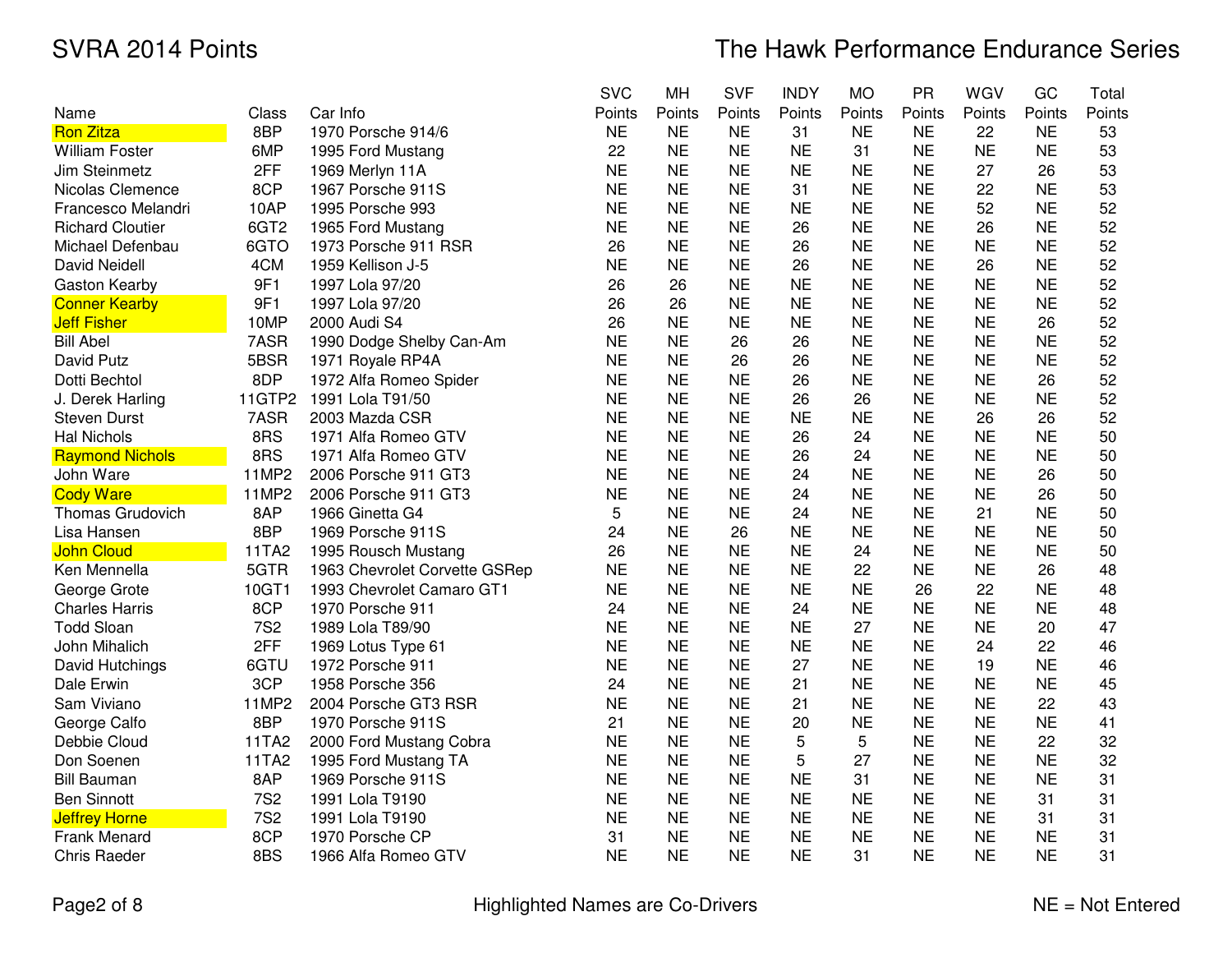SVRA 2014 Points

The Hawk Performance Endurance Series

| Name | Class | Car Info | SVC Points | MH Points | SVF Points | INDY Points | MO Points | PR Points | WGV Points | GC Points | Total Points |
|---|---|---|---|---|---|---|---|---|---|---|---|
| Ron Zitza | 8BP | 1970 Porsche 914/6 | NE | NE | NE | 31 | NE | NE | 22 | NE | 53 |
| William Foster | 6MP | 1995 Ford Mustang | 22 | NE | NE | NE | 31 | NE | NE | NE | 53 |
| Jim Steinmetz | 2FF | 1969 Merlyn 11A | NE | NE | NE | NE | NE | NE | 27 | 26 | 53 |
| Nicolas Clemence | 8CP | 1967 Porsche 911S | NE | NE | NE | 31 | NE | NE | 22 | NE | 53 |
| Francesco Melandri | 10AP | 1995 Porsche 993 | NE | NE | NE | NE | NE | NE | 52 | NE | 52 |
| Richard Cloutier | 6GT2 | 1965 Ford Mustang | NE | NE | NE | 26 | NE | NE | 26 | NE | 52 |
| Michael Defenbau | 6GTO | 1973 Porsche 911 RSR | 26 | NE | NE | 26 | NE | NE | NE | NE | 52 |
| David Neidell | 4CM | 1959 Kellison J-5 | NE | NE | NE | 26 | NE | NE | 26 | NE | 52 |
| Gaston Kearby | 9F1 | 1997 Lola 97/20 | 26 | 26 | NE | NE | NE | NE | NE | NE | 52 |
| Conner Kearby | 9F1 | 1997 Lola 97/20 | 26 | 26 | NE | NE | NE | NE | NE | NE | 52 |
| Jeff Fisher | 10MP | 2000 Audi S4 | 26 | NE | NE | NE | NE | NE | NE | 26 | 52 |
| Bill Abel | 7ASR | 1990 Dodge Shelby Can-Am | NE | NE | 26 | 26 | NE | NE | NE | NE | 52 |
| David Putz | 5BSR | 1971 Royale RP4A | NE | NE | 26 | 26 | NE | NE | NE | NE | 52 |
| Dotti Bechtol | 8DP | 1972 Alfa Romeo Spider | NE | NE | NE | 26 | NE | NE | NE | 26 | 52 |
| J. Derek Harling | 11GTP2 | 1991 Lola T91/50 | NE | NE | NE | 26 | 26 | NE | NE | NE | 52 |
| Steven Durst | 7ASR | 2003 Mazda CSR | NE | NE | NE | NE | NE | NE | 26 | 26 | 52 |
| Hal Nichols | 8RS | 1971 Alfa Romeo GTV | NE | NE | NE | 26 | 24 | NE | NE | NE | 50 |
| Raymond Nichols | 8RS | 1971 Alfa Romeo GTV | NE | NE | NE | 26 | 24 | NE | NE | NE | 50 |
| John Ware | 11MP2 | 2006 Porsche 911 GT3 | NE | NE | NE | 24 | NE | NE | NE | 26 | 50 |
| Cody Ware | 11MP2 | 2006 Porsche 911 GT3 | NE | NE | NE | 24 | NE | NE | NE | 26 | 50 |
| Thomas Grudovich | 8AP | 1966 Ginetta G4 | 5 | NE | NE | 24 | NE | NE | 21 | NE | 50 |
| Lisa Hansen | 8BP | 1969 Porsche 911S | 24 | NE | 26 | NE | NE | NE | NE | NE | 50 |
| John Cloud | 11TA2 | 1995 Rousch Mustang | 26 | NE | NE | NE | 24 | NE | NE | NE | 50 |
| Ken Mennella | 5GTR | 1963 Chevrolet Corvette GSRep | NE | NE | NE | NE | 22 | NE | NE | 26 | 48 |
| George Grote | 10GT1 | 1993 Chevrolet Camaro GT1 | NE | NE | NE | NE | NE | 26 | 22 | NE | 48 |
| Charles Harris | 8CP | 1970 Porsche 911 | 24 | NE | NE | 24 | NE | NE | NE | NE | 48 |
| Todd Sloan | 7S2 | 1989 Lola T89/90 | NE | NE | NE | NE | 27 | NE | NE | 20 | 47 |
| John Mihalich | 2FF | 1969 Lotus Type 61 | NE | NE | NE | NE | NE | NE | 24 | 22 | 46 |
| David Hutchings | 6GTU | 1972 Porsche 911 | NE | NE | NE | 27 | NE | NE | 19 | NE | 46 |
| Dale Erwin | 3CP | 1958 Porsche 356 | 24 | NE | NE | 21 | NE | NE | NE | NE | 45 |
| Sam Viviano | 11MP2 | 2004 Porsche GT3 RSR | NE | NE | NE | 21 | NE | NE | NE | 22 | 43 |
| George Calfo | 8BP | 1970 Porsche 911S | 21 | NE | NE | 20 | NE | NE | NE | NE | 41 |
| Debbie Cloud | 11TA2 | 2000 Ford Mustang Cobra | NE | NE | NE | 5 | 5 | NE | NE | 22 | 32 |
| Don Soenen | 11TA2 | 1995 Ford Mustang TA | NE | NE | NE | 5 | 27 | NE | NE | NE | 32 |
| Bill Bauman | 8AP | 1969 Porsche 911S | NE | NE | NE | NE | 31 | NE | NE | NE | 31 |
| Ben Sinnott | 7S2 | 1991 Lola T9190 | NE | NE | NE | NE | NE | NE | NE | 31 | 31 |
| Jeffrey Horne | 7S2 | 1991 Lola T9190 | NE | NE | NE | NE | NE | NE | NE | 31 | 31 |
| Frank Menard | 8CP | 1970 Porsche CP | 31 | NE | NE | NE | NE | NE | NE | NE | 31 |
| Chris Raeder | 8BS | 1966 Alfa Romeo GTV | NE | NE | NE | NE | 31 | NE | NE | NE | 31 |

Highlighted Names are Co-Drivers

NE = Not Entered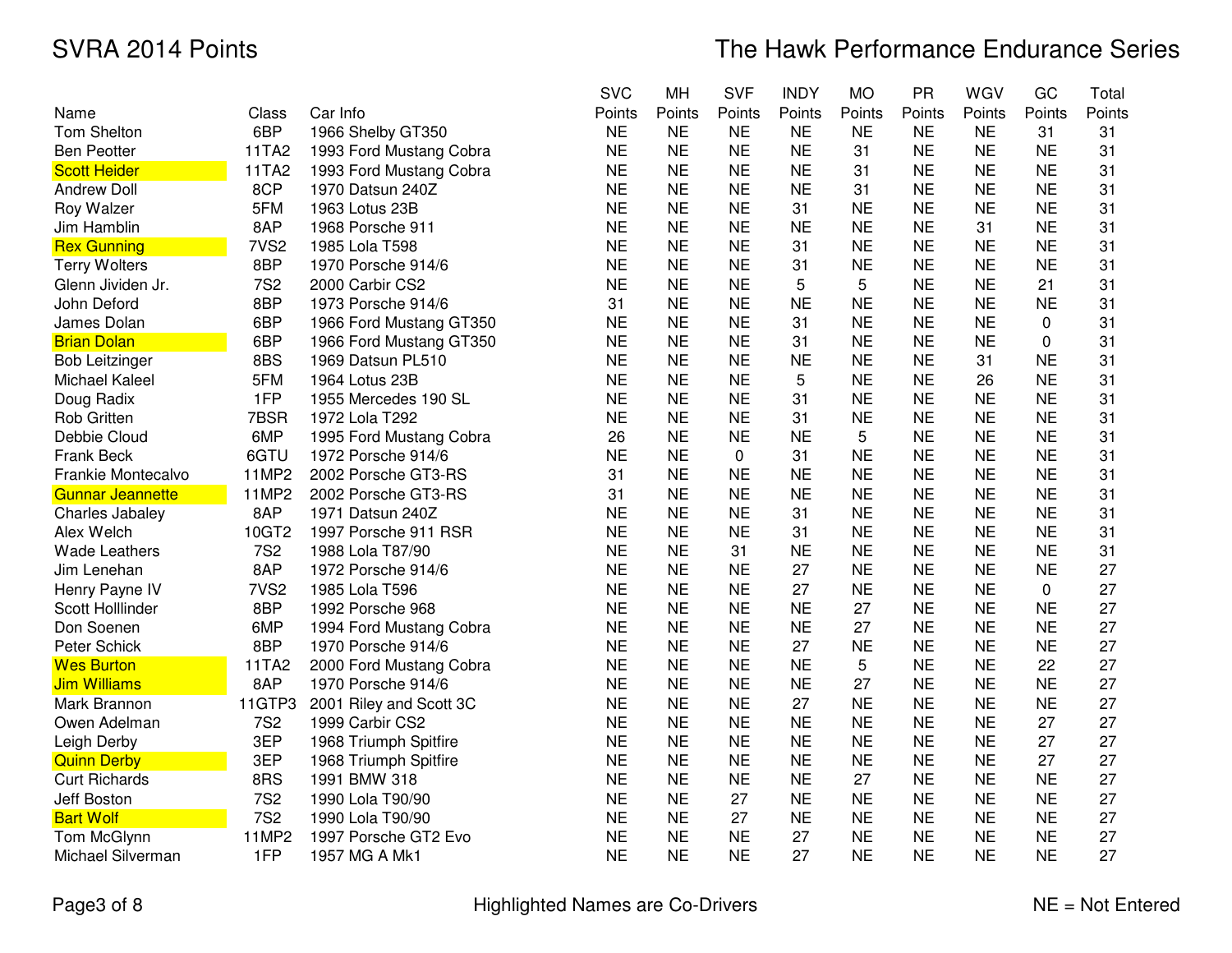# SVRA 2014 Points

# The Hawk Performance Endurance Series

| Name | Class | Car Info | SVC Points | MH Points | SVF Points | INDY Points | MO Points | PR Points | WGV Points | GC Points | Total Points |
|---|---|---|---|---|---|---|---|---|---|---|---|
| Tom Shelton | 6BP | 1966 Shelby GT350 | NE | NE | NE | NE | NE | NE | NE | 31 | 31 |
| Ben Peotter | 11TA2 | 1993 Ford Mustang Cobra | NE | NE | NE | NE | 31 | NE | NE | NE | 31 |
| Scott Heider | 11TA2 | 1993 Ford Mustang Cobra | NE | NE | NE | NE | 31 | NE | NE | NE | 31 |
| Andrew Doll | 8CP | 1970 Datsun 240Z | NE | NE | NE | NE | 31 | NE | NE | NE | 31 |
| Roy Walzer | 5FM | 1963 Lotus 23B | NE | NE | NE | 31 | NE | NE | NE | NE | 31 |
| Jim Hamblin | 8AP | 1968 Porsche 911 | NE | NE | NE | NE | NE | NE | 31 | NE | 31 |
| Rex Gunning | 7VS2 | 1985 Lola T598 | NE | NE | NE | 31 | NE | NE | NE | NE | 31 |
| Terry Wolters | 8BP | 1970 Porsche 914/6 | NE | NE | NE | 31 | NE | NE | NE | NE | 31 |
| Glenn Jividen Jr. | 7S2 | 2000 Carbir CS2 | NE | NE | NE | 5 | 5 | NE | NE | 21 | 31 |
| John Deford | 8BP | 1973 Porsche 914/6 | 31 | NE | NE | NE | NE | NE | NE | NE | 31 |
| James Dolan | 6BP | 1966 Ford Mustang GT350 | NE | NE | NE | 31 | NE | NE | NE | 0 | 31 |
| Brian Dolan | 6BP | 1966 Ford Mustang GT350 | NE | NE | NE | 31 | NE | NE | NE | 0 | 31 |
| Bob Leitzinger | 8BS | 1969 Datsun PL510 | NE | NE | NE | NE | NE | NE | 31 | NE | 31 |
| Michael Kaleel | 5FM | 1964 Lotus 23B | NE | NE | NE | 5 | NE | NE | 26 | NE | 31 |
| Doug Radix | 1FP | 1955 Mercedes 190 SL | NE | NE | NE | 31 | NE | NE | NE | NE | 31 |
| Rob Gritten | 7BSR | 1972 Lola T292 | NE | NE | NE | 31 | NE | NE | NE | NE | 31 |
| Debbie Cloud | 6MP | 1995 Ford Mustang Cobra | 26 | NE | NE | NE | 5 | NE | NE | NE | 31 |
| Frank Beck | 6GTU | 1972 Porsche 914/6 | NE | NE | 0 | 31 | NE | NE | NE | NE | 31 |
| Frankie Montecalvo | 11MP2 | 2002 Porsche GT3-RS | 31 | NE | NE | NE | NE | NE | NE | NE | 31 |
| Gunnar Jeannette | 11MP2 | 2002 Porsche GT3-RS | 31 | NE | NE | NE | NE | NE | NE | NE | 31 |
| Charles Jabaley | 8AP | 1971 Datsun 240Z | NE | NE | NE | 31 | NE | NE | NE | NE | 31 |
| Alex Welch | 10GT2 | 1997 Porsche 911 RSR | NE | NE | NE | 31 | NE | NE | NE | NE | 31 |
| Wade Leathers | 7S2 | 1988 Lola T87/90 | NE | NE | 31 | NE | NE | NE | NE | NE | 31 |
| Jim Lenehan | 8AP | 1972 Porsche 914/6 | NE | NE | NE | 27 | NE | NE | NE | NE | 27 |
| Henry Payne IV | 7VS2 | 1985 Lola T596 | NE | NE | NE | 27 | NE | NE | NE | 0 | 27 |
| Scott Holllinder | 8BP | 1992 Porsche 968 | NE | NE | NE | NE | 27 | NE | NE | NE | 27 |
| Don Soenen | 6MP | 1994 Ford Mustang Cobra | NE | NE | NE | NE | 27 | NE | NE | NE | 27 |
| Peter Schick | 8BP | 1970 Porsche 914/6 | NE | NE | NE | 27 | NE | NE | NE | NE | 27 |
| Wes Burton | 11TA2 | 2000 Ford Mustang Cobra | NE | NE | NE | NE | 5 | NE | NE | 22 | 27 |
| Jim Williams | 8AP | 1970 Porsche 914/6 | NE | NE | NE | NE | 27 | NE | NE | NE | 27 |
| Mark Brannon | 11GTP3 | 2001 Riley and Scott 3C | NE | NE | NE | 27 | NE | NE | NE | NE | 27 |
| Owen Adelman | 7S2 | 1999 Carbir CS2 | NE | NE | NE | NE | NE | NE | NE | 27 | 27 |
| Leigh Derby | 3EP | 1968 Triumph Spitfire | NE | NE | NE | NE | NE | NE | NE | 27 | 27 |
| Quinn Derby | 3EP | 1968 Triumph Spitfire | NE | NE | NE | NE | NE | NE | NE | 27 | 27 |
| Curt Richards | 8RS | 1991 BMW 318 | NE | NE | NE | NE | 27 | NE | NE | NE | 27 |
| Jeff Boston | 7S2 | 1990 Lola T90/90 | NE | NE | 27 | NE | NE | NE | NE | NE | 27 |
| Bart Wolf | 7S2 | 1990 Lola T90/90 | NE | NE | 27 | NE | NE | NE | NE | NE | 27 |
| Tom McGlynn | 11MP2 | 1997 Porsche GT2 Evo | NE | NE | NE | 27 | NE | NE | NE | NE | 27 |
| Michael Silverman | 1FP | 1957 MG A Mk1 | NE | NE | NE | 27 | NE | NE | NE | NE | 27 |

Highlighted Names are Co-Drivers

NE = Not Entered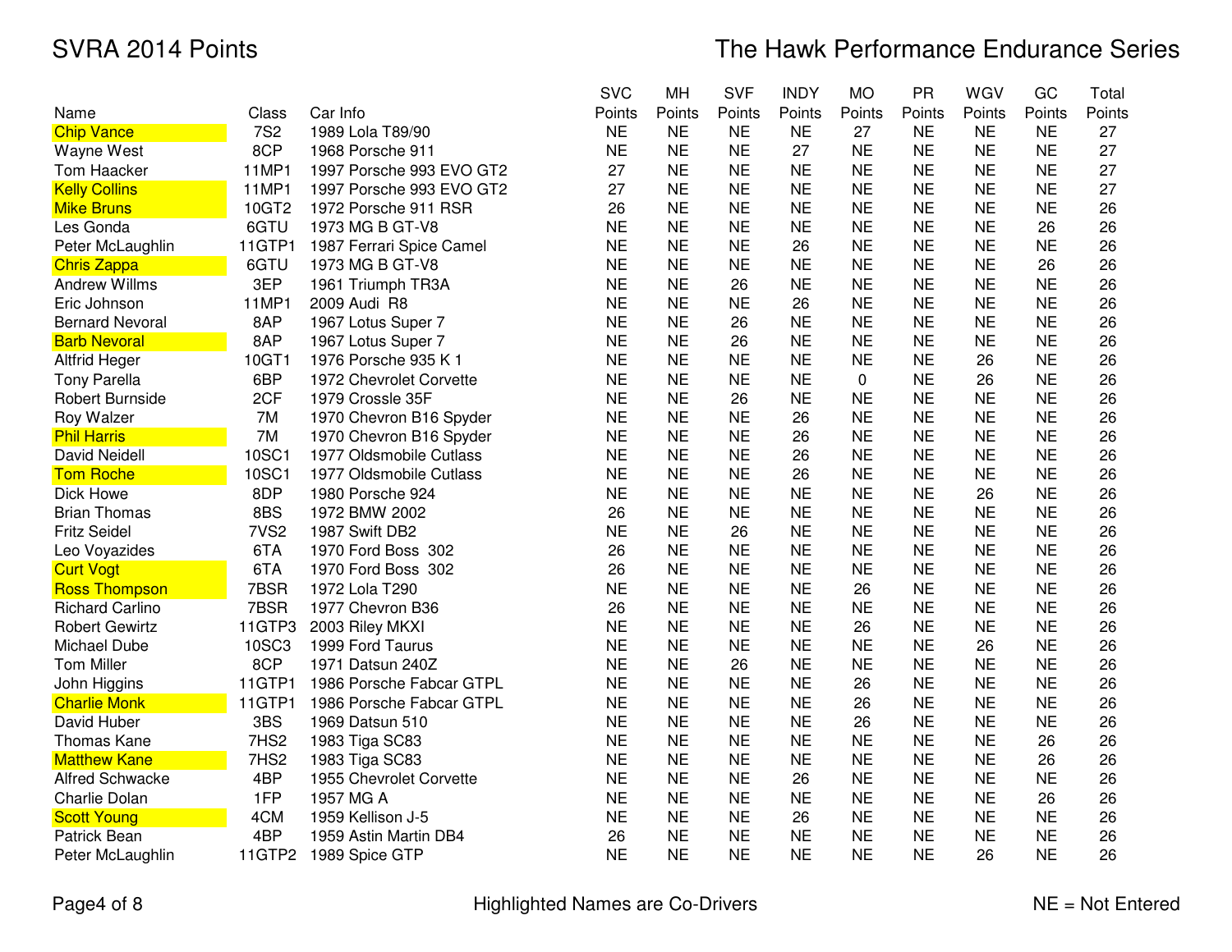# SVRA 2014 Points

## The Hawk Performance Endurance Series

| Name | Class | Car Info | SVC Points | MH Points | SVF Points | INDY Points | MO Points | PR Points | WGV Points | GC Points | Total Points |
|---|---|---|---|---|---|---|---|---|---|---|---|
| Chip Vance | 7S2 | 1989 Lola T89/90 | NE | NE | NE | NE | 27 | NE | NE | NE | 27 |
| Wayne West | 8CP | 1968 Porsche 911 | NE | NE | NE | 27 | NE | NE | NE | NE | 27 |
| Tom Haacker | 11MP1 | 1997 Porsche 993 EVO GT2 | 27 | NE | NE | NE | NE | NE | NE | NE | 27 |
| Kelly Collins | 11MP1 | 1997 Porsche 993 EVO GT2 | 27 | NE | NE | NE | NE | NE | NE | NE | 27 |
| Mike Bruns | 10GT2 | 1972 Porsche 911 RSR | 26 | NE | NE | NE | NE | NE | NE | NE | 26 |
| Les Gonda | 6GTU | 1973 MG B GT-V8 | NE | NE | NE | NE | NE | NE | NE | 26 | 26 |
| Peter McLaughlin | 11GTP1 | 1987 Ferrari Spice Camel | NE | NE | NE | 26 | NE | NE | NE | NE | 26 |
| Chris Zappa | 6GTU | 1973 MG B GT-V8 | NE | NE | NE | NE | NE | NE | NE | 26 | 26 |
| Andrew Willms | 3EP | 1961 Triumph TR3A | NE | NE | 26 | NE | NE | NE | NE | NE | 26 |
| Eric Johnson | 11MP1 | 2009 Audi R8 | NE | NE | NE | 26 | NE | NE | NE | NE | 26 |
| Bernard Nevoral | 8AP | 1967 Lotus Super 7 | NE | NE | 26 | NE | NE | NE | NE | NE | 26 |
| Barb Nevoral | 8AP | 1967 Lotus Super 7 | NE | NE | 26 | NE | NE | NE | NE | NE | 26 |
| Altfrid Heger | 10GT1 | 1976 Porsche 935 K 1 | NE | NE | NE | NE | NE | NE | 26 | NE | 26 |
| Tony Parella | 6BP | 1972 Chevrolet Corvette | NE | NE | NE | NE | 0 | NE | 26 | NE | 26 |
| Robert Burnside | 2CF | 1979 Crossle 35F | NE | NE | 26 | NE | NE | NE | NE | NE | 26 |
| Roy Walzer | 7M | 1970 Chevron B16 Spyder | NE | NE | NE | 26 | NE | NE | NE | NE | 26 |
| Phil Harris | 7M | 1970 Chevron B16 Spyder | NE | NE | NE | 26 | NE | NE | NE | NE | 26 |
| David Neidell | 10SC1 | 1977 Oldsmobile Cutlass | NE | NE | NE | 26 | NE | NE | NE | NE | 26 |
| Tom Roche | 10SC1 | 1977 Oldsmobile Cutlass | NE | NE | NE | 26 | NE | NE | NE | NE | 26 |
| Dick Howe | 8DP | 1980 Porsche 924 | NE | NE | NE | NE | NE | NE | 26 | NE | 26 |
| Brian Thomas | 8BS | 1972 BMW 2002 | 26 | NE | NE | NE | NE | NE | NE | NE | 26 |
| Fritz Seidel | 7VS2 | 1987 Swift DB2 | NE | NE | 26 | NE | NE | NE | NE | NE | 26 |
| Leo Voyazides | 6TA | 1970 Ford Boss 302 | 26 | NE | NE | NE | NE | NE | NE | NE | 26 |
| Curt Vogt | 6TA | 1970 Ford Boss 302 | 26 | NE | NE | NE | NE | NE | NE | NE | 26 |
| Ross Thompson | 7BSR | 1972 Lola T290 | NE | NE | NE | NE | 26 | NE | NE | NE | 26 |
| Richard Carlino | 7BSR | 1977 Chevron B36 | 26 | NE | NE | NE | NE | NE | NE | NE | 26 |
| Robert Gewirtz | 11GTP3 | 2003 Riley MKXI | NE | NE | NE | NE | 26 | NE | NE | NE | 26 |
| Michael Dube | 10SC3 | 1999 Ford Taurus | NE | NE | NE | NE | NE | NE | 26 | NE | 26 |
| Tom Miller | 8CP | 1971 Datsun 240Z | NE | NE | 26 | NE | NE | NE | NE | NE | 26 |
| John Higgins | 11GTP1 | 1986 Porsche Fabcar GTPL | NE | NE | NE | NE | 26 | NE | NE | NE | 26 |
| Charlie Monk | 11GTP1 | 1986 Porsche Fabcar GTPL | NE | NE | NE | NE | 26 | NE | NE | NE | 26 |
| David Huber | 3BS | 1969 Datsun 510 | NE | NE | NE | NE | 26 | NE | NE | NE | 26 |
| Thomas Kane | 7HS2 | 1983 Tiga SC83 | NE | NE | NE | NE | NE | NE | NE | 26 | 26 |
| Matthew Kane | 7HS2 | 1983 Tiga SC83 | NE | NE | NE | NE | NE | NE | NE | 26 | 26 |
| Alfred Schwacke | 4BP | 1955 Chevrolet Corvette | NE | NE | NE | 26 | NE | NE | NE | NE | 26 |
| Charlie Dolan | 1FP | 1957 MG A | NE | NE | NE | NE | NE | NE | NE | 26 | 26 |
| Scott Young | 4CM | 1959 Kellison J-5 | NE | NE | NE | 26 | NE | NE | NE | NE | 26 |
| Patrick Bean | 4BP | 1959 Astin Martin DB4 | 26 | NE | NE | NE | NE | NE | NE | NE | 26 |
| Peter McLaughlin | 11GTP2 | 1989 Spice GTP | NE | NE | NE | NE | NE | NE | 26 | NE | 26 |

Highlighted Names are Co-Drivers

NE = Not Entered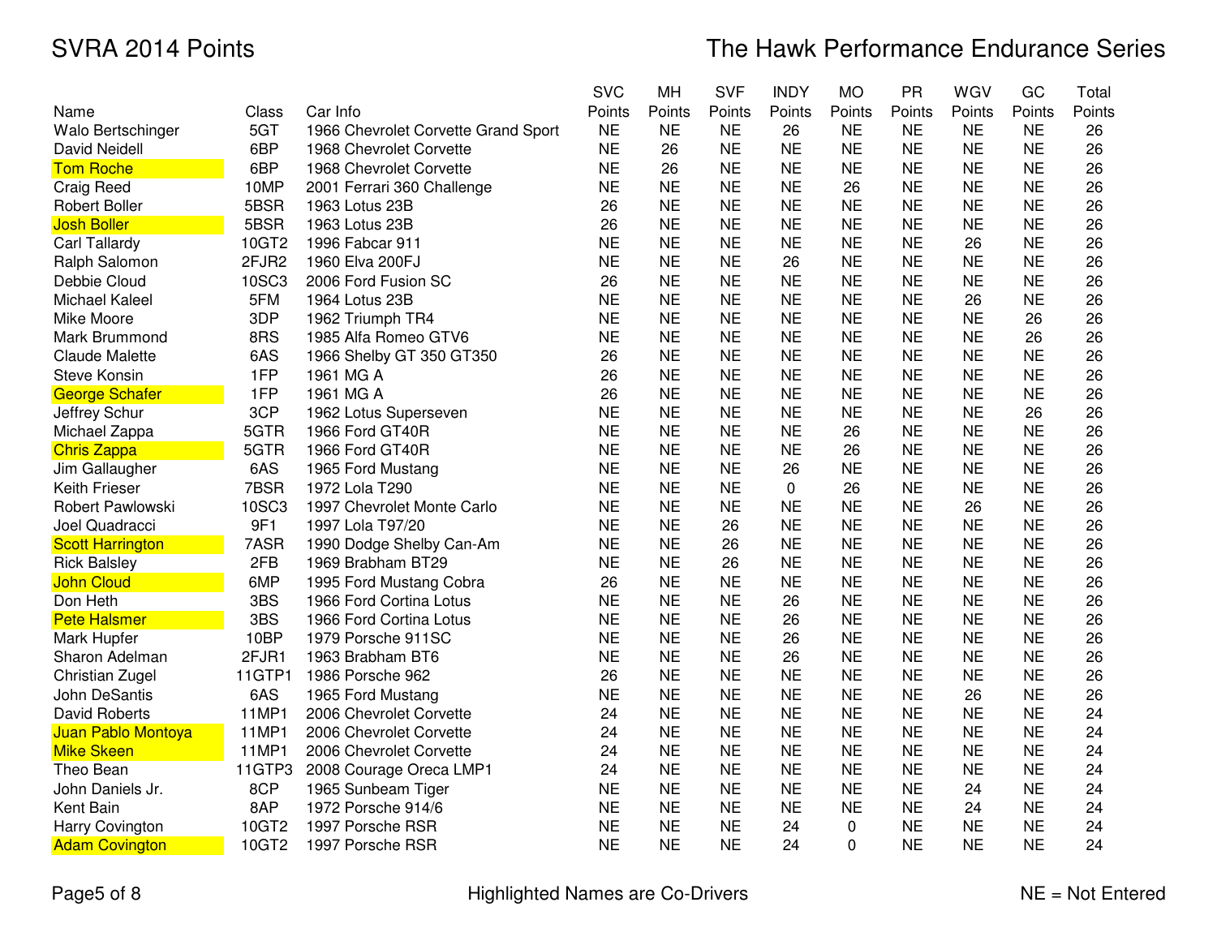# SVRA 2014 Points

## The Hawk Performance Endurance Series

| Name | Class | Car Info | SVC Points | MH Points | SVF Points | INDY Points | MO Points | PR Points | WGV Points | GC Points | Total Points |
|---|---|---|---|---|---|---|---|---|---|---|---|
| Walo Bertschinger | 5GT | 1966 Chevrolet Corvette Grand Sport | NE | NE | NE | 26 | NE | NE | NE | NE | 26 |
| David Neidell | 6BP | 1968 Chevrolet Corvette | NE | 26 | NE | NE | NE | NE | NE | NE | 26 |
| Tom Roche | 6BP | 1968 Chevrolet Corvette | NE | 26 | NE | NE | NE | NE | NE | NE | 26 |
| Craig Reed | 10MP | 2001 Ferrari 360 Challenge | NE | NE | NE | NE | 26 | NE | NE | NE | 26 |
| Robert Boller | 5BSR | 1963 Lotus 23B | 26 | NE | NE | NE | NE | NE | NE | NE | 26 |
| Josh Boller | 5BSR | 1963 Lotus 23B | 26 | NE | NE | NE | NE | NE | NE | NE | 26 |
| Carl Tallardy | 10GT2 | 1996 Fabcar 911 | NE | NE | NE | NE | NE | NE | 26 | NE | 26 |
| Ralph Salomon | 2FJR2 | 1960 Elva 200FJ | NE | NE | NE | 26 | NE | NE | NE | NE | 26 |
| Debbie Cloud | 10SC3 | 2006 Ford Fusion SC | 26 | NE | NE | NE | NE | NE | NE | NE | 26 |
| Michael Kaleel | 5FM | 1964 Lotus 23B | NE | NE | NE | NE | NE | NE | 26 | NE | 26 |
| Mike Moore | 3DP | 1962 Triumph TR4 | NE | NE | NE | NE | NE | NE | NE | 26 | 26 |
| Mark Brummond | 8RS | 1985 Alfa Romeo GTV6 | NE | NE | NE | NE | NE | NE | NE | 26 | 26 |
| Claude Malette | 6AS | 1966 Shelby GT 350 GT350 | 26 | NE | NE | NE | NE | NE | NE | NE | 26 |
| Steve Konsin | 1FP | 1961 MG A | 26 | NE | NE | NE | NE | NE | NE | NE | 26 |
| George Schafer | 1FP | 1961 MG A | 26 | NE | NE | NE | NE | NE | NE | NE | 26 |
| Jeffrey Schur | 3CP | 1962 Lotus Superseven | NE | NE | NE | NE | NE | NE | NE | 26 | 26 |
| Michael Zappa | 5GTR | 1966 Ford GT40R | NE | NE | NE | NE | 26 | NE | NE | NE | 26 |
| Chris Zappa | 5GTR | 1966 Ford GT40R | NE | NE | NE | NE | 26 | NE | NE | NE | 26 |
| Jim Gallaugher | 6AS | 1965 Ford Mustang | NE | NE | NE | 26 | NE | NE | NE | NE | 26 |
| Keith Frieser | 7BSR | 1972 Lola T290 | NE | NE | NE | 0 | 26 | NE | NE | NE | 26 |
| Robert Pawlowski | 10SC3 | 1997 Chevrolet Monte Carlo | NE | NE | NE | NE | NE | NE | 26 | NE | 26 |
| Joel Quadracci | 9F1 | 1997 Lola T97/20 | NE | NE | 26 | NE | NE | NE | NE | NE | 26 |
| Scott Harrington | 7ASR | 1990 Dodge Shelby Can-Am | NE | NE | 26 | NE | NE | NE | NE | NE | 26 |
| Rick Balsley | 2FB | 1969 Brabham BT29 | NE | NE | 26 | NE | NE | NE | NE | NE | 26 |
| John Cloud | 6MP | 1995 Ford Mustang Cobra | 26 | NE | NE | NE | NE | NE | NE | NE | 26 |
| Don Heth | 3BS | 1966 Ford Cortina Lotus | NE | NE | NE | 26 | NE | NE | NE | NE | 26 |
| Pete Halsmer | 3BS | 1966 Ford Cortina Lotus | NE | NE | NE | 26 | NE | NE | NE | NE | 26 |
| Mark Hupfer | 10BP | 1979 Porsche 911SC | NE | NE | NE | 26 | NE | NE | NE | NE | 26 |
| Sharon Adelman | 2FJR1 | 1963 Brabham BT6 | NE | NE | NE | 26 | NE | NE | NE | NE | 26 |
| Christian Zugel | 11GTP1 | 1986 Porsche 962 | 26 | NE | NE | NE | NE | NE | NE | NE | 26 |
| John DeSantis | 6AS | 1965 Ford Mustang | NE | NE | NE | NE | NE | NE | 26 | NE | 26 |
| David Roberts | 11MP1 | 2006 Chevrolet Corvette | 24 | NE | NE | NE | NE | NE | NE | NE | 24 |
| Juan Pablo Montoya | 11MP1 | 2006 Chevrolet Corvette | 24 | NE | NE | NE | NE | NE | NE | NE | 24 |
| Mike Skeen | 11MP1 | 2006 Chevrolet Corvette | 24 | NE | NE | NE | NE | NE | NE | NE | 24 |
| Theo Bean | 11GTP3 | 2008 Courage Oreca LMP1 | 24 | NE | NE | NE | NE | NE | NE | NE | 24 |
| John Daniels Jr. | 8CP | 1965 Sunbeam Tiger | NE | NE | NE | NE | NE | NE | 24 | NE | 24 |
| Kent Bain | 8AP | 1972 Porsche 914/6 | NE | NE | NE | NE | NE | NE | 24 | NE | 24 |
| Harry Covington | 10GT2 | 1997 Porsche RSR | NE | NE | NE | 24 | 0 | NE | NE | NE | 24 |
| Adam Covington | 10GT2 | 1997 Porsche RSR | NE | NE | NE | 24 | 0 | NE | NE | NE | 24 |

Highlighted Names are Co-Drivers

NE = Not Entered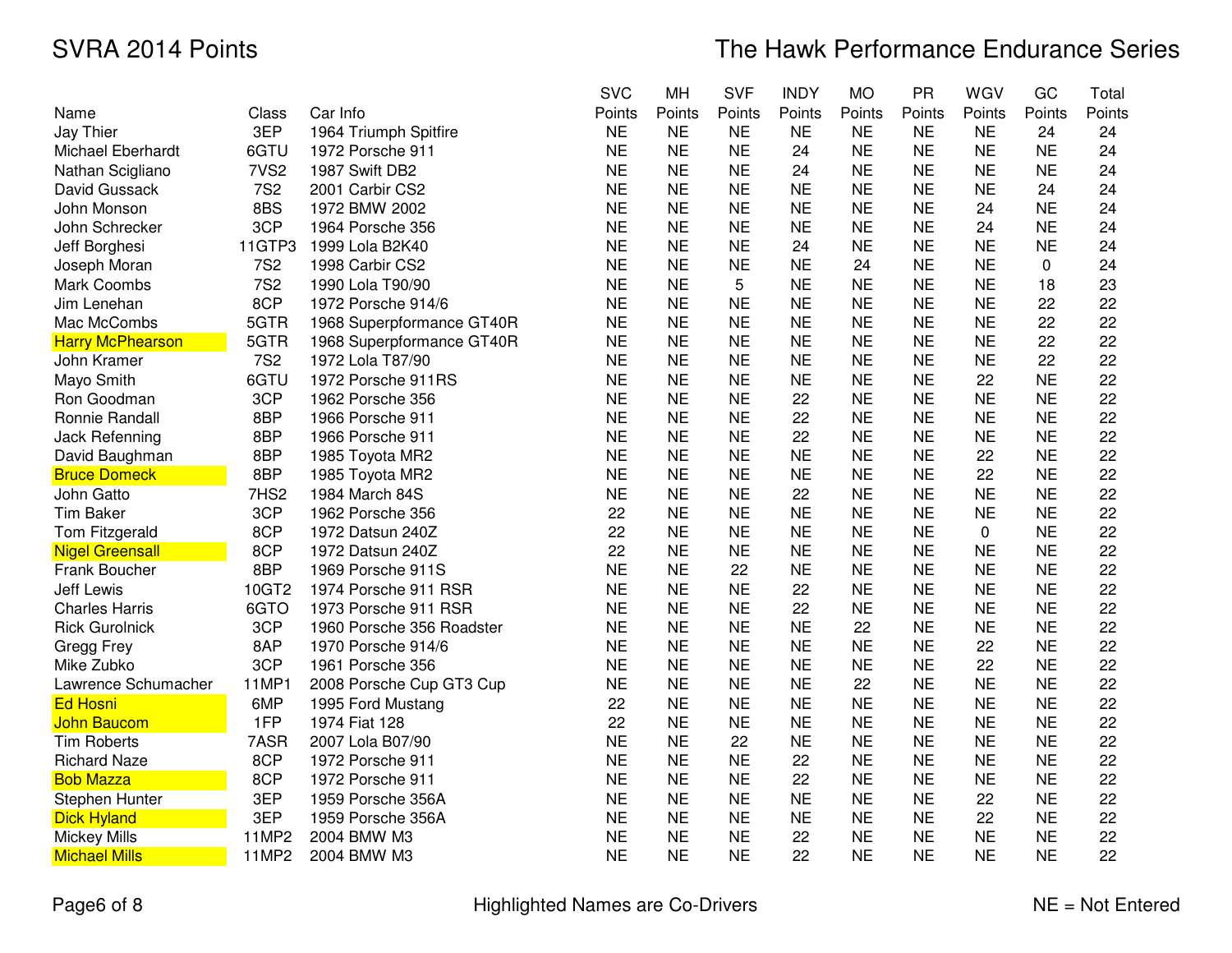# SVRA 2014 Points

## The Hawk Performance Endurance Series

| Name | Class | Car Info | SVC Points | MH Points | SVF Points | INDY Points | MO Points | PR Points | WGV Points | GC Points | Total Points |
|---|---|---|---|---|---|---|---|---|---|---|---|
| Jay Thier | 3EP | 1964 Triumph Spitfire | NE | NE | NE | NE | NE | NE | NE | 24 | 24 |
| Michael Eberhardt | 6GTU | 1972 Porsche 911 | NE | NE | NE | 24 | NE | NE | NE | NE | 24 |
| Nathan Scigliano | 7VS2 | 1987 Swift DB2 | NE | NE | NE | 24 | NE | NE | NE | NE | 24 |
| David Gussack | 7S2 | 2001 Carbir CS2 | NE | NE | NE | NE | NE | NE | NE | 24 | 24 |
| John Monson | 8BS | 1972 BMW 2002 | NE | NE | NE | NE | NE | NE | 24 | NE | 24 |
| John Schrecker | 3CP | 1964 Porsche 356 | NE | NE | NE | NE | NE | NE | 24 | NE | 24 |
| Jeff Borghesi | 11GTP3 | 1999 Lola B2K40 | NE | NE | NE | 24 | NE | NE | NE | NE | 24 |
| Joseph Moran | 7S2 | 1998 Carbir CS2 | NE | NE | NE | NE | 24 | NE | NE | 0 | 24 |
| Mark Coombs | 7S2 | 1990 Lola T90/90 | NE | NE | 5 | NE | NE | NE | NE | 18 | 23 |
| Jim Lenehan | 8CP | 1972 Porsche 914/6 | NE | NE | NE | NE | NE | NE | NE | 22 | 22 |
| Mac McCombs | 5GTR | 1968 Superpformance GT40R | NE | NE | NE | NE | NE | NE | NE | 22 | 22 |
| Harry McPhearson | 5GTR | 1968 Superpformance GT40R | NE | NE | NE | NE | NE | NE | NE | 22 | 22 |
| John Kramer | 7S2 | 1972 Lola T87/90 | NE | NE | NE | NE | NE | NE | NE | 22 | 22 |
| Mayo Smith | 6GTU | 1972 Porsche 911RS | NE | NE | NE | NE | NE | NE | 22 | NE | 22 |
| Ron Goodman | 3CP | 1962 Porsche 356 | NE | NE | NE | 22 | NE | NE | NE | NE | 22 |
| Ronnie Randall | 8BP | 1966 Porsche 911 | NE | NE | NE | 22 | NE | NE | NE | NE | 22 |
| Jack Refenning | 8BP | 1966 Porsche 911 | NE | NE | NE | 22 | NE | NE | NE | NE | 22 |
| David Baughman | 8BP | 1985 Toyota MR2 | NE | NE | NE | NE | NE | NE | 22 | NE | 22 |
| Bruce Domeck | 8BP | 1985 Toyota MR2 | NE | NE | NE | NE | NE | NE | 22 | NE | 22 |
| John Gatto | 7HS2 | 1984 March 84S | NE | NE | NE | 22 | NE | NE | NE | NE | 22 |
| Tim Baker | 3CP | 1962 Porsche 356 | 22 | NE | NE | NE | NE | NE | NE | NE | 22 |
| Tom Fitzgerald | 8CP | 1972 Datsun 240Z | 22 | NE | NE | NE | NE | NE | 0 | NE | 22 |
| Nigel Greensall | 8CP | 1972 Datsun 240Z | 22 | NE | NE | NE | NE | NE | NE | NE | 22 |
| Frank Boucher | 8BP | 1969 Porsche 911S | NE | NE | 22 | NE | NE | NE | NE | NE | 22 |
| Jeff Lewis | 10GT2 | 1974 Porsche 911 RSR | NE | NE | NE | 22 | NE | NE | NE | NE | 22 |
| Charles Harris | 6GTO | 1973 Porsche 911 RSR | NE | NE | NE | 22 | NE | NE | NE | NE | 22 |
| Rick Gurolnick | 3CP | 1960 Porsche 356 Roadster | NE | NE | NE | NE | 22 | NE | NE | NE | 22 |
| Gregg Frey | 8AP | 1970 Porsche 914/6 | NE | NE | NE | NE | NE | NE | 22 | NE | 22 |
| Mike Zubko | 3CP | 1961 Porsche 356 | NE | NE | NE | NE | NE | NE | 22 | NE | 22 |
| Lawrence Schumacher | 11MP1 | 2008 Porsche Cup GT3 Cup | NE | NE | NE | NE | 22 | NE | NE | NE | 22 |
| Ed Hosni | 6MP | 1995 Ford Mustang | 22 | NE | NE | NE | NE | NE | NE | NE | 22 |
| John Baucom | 1FP | 1974 Fiat 128 | 22 | NE | NE | NE | NE | NE | NE | NE | 22 |
| Tim Roberts | 7ASR | 2007 Lola B07/90 | NE | NE | 22 | NE | NE | NE | NE | NE | 22 |
| Richard Naze | 8CP | 1972 Porsche 911 | NE | NE | NE | 22 | NE | NE | NE | NE | 22 |
| Bob Mazza | 8CP | 1972 Porsche 911 | NE | NE | NE | 22 | NE | NE | NE | NE | 22 |
| Stephen Hunter | 3EP | 1959 Porsche 356A | NE | NE | NE | NE | NE | NE | 22 | NE | 22 |
| Dick Hyland | 3EP | 1959 Porsche 356A | NE | NE | NE | NE | NE | NE | 22 | NE | 22 |
| Mickey Mills | 11MP2 | 2004 BMW M3 | NE | NE | NE | 22 | NE | NE | NE | NE | 22 |
| Michael Mills | 11MP2 | 2004 BMW M3 | NE | NE | NE | 22 | NE | NE | NE | NE | 22 |

Highlighted Names are Co-Drivers

NE = Not Entered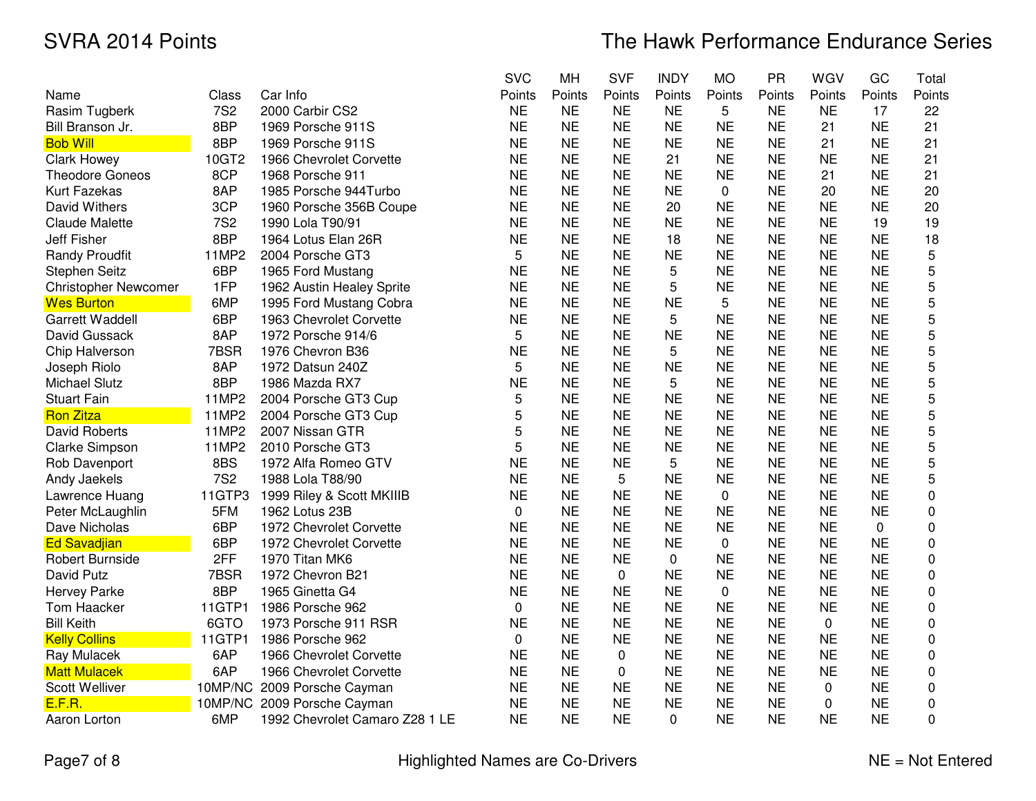# SVRA 2014 Points

## The Hawk Performance Endurance Series

| Name | Class | Car Info | SVC Points | MH Points | SVF Points | INDY Points | MO Points | PR Points | WGV Points | GC Points | Total Points |
|---|---|---|---|---|---|---|---|---|---|---|---|
| Rasim Tugberk | 7S2 | 2000 Carbir CS2 | NE | NE | NE | NE | 5 | NE | NE | 17 | 22 |
| Bill Branson Jr. | 8BP | 1969 Porsche 911S | NE | NE | NE | NE | NE | NE | 21 | NE | 21 |
| Bob Will | 8BP | 1969 Porsche 911S | NE | NE | NE | NE | NE | NE | 21 | NE | 21 |
| Clark Howey | 10GT2 | 1966 Chevrolet Corvette | NE | NE | NE | 21 | NE | NE | NE | NE | 21 |
| Theodore Goneos | 8CP | 1968 Porsche 911 | NE | NE | NE | NE | NE | NE | 21 | NE | 21 |
| Kurt Fazekas | 8AP | 1985 Porsche 944Turbo | NE | NE | NE | NE | 0 | NE | 20 | NE | 20 |
| David Withers | 3CP | 1960 Porsche 356B Coupe | NE | NE | NE | 20 | NE | NE | NE | NE | 20 |
| Claude Malette | 7S2 | 1990 Lola T90/91 | NE | NE | NE | NE | NE | NE | NE | 19 | 19 |
| Jeff Fisher | 8BP | 1964 Lotus Elan 26R | NE | NE | NE | 18 | NE | NE | NE | NE | 18 |
| Randy Proudfit | 11MP2 | 2004 Porsche GT3 | 5 | NE | NE | NE | NE | NE | NE | NE | 5 |
| Stephen Seitz | 6BP | 1965 Ford Mustang | NE | NE | NE | 5 | NE | NE | NE | NE | 5 |
| Christopher Newcomer | 1FP | 1962 Austin Healey Sprite | NE | NE | NE | 5 | NE | NE | NE | NE | 5 |
| Wes Burton | 6MP | 1995 Ford Mustang Cobra | NE | NE | NE | NE | 5 | NE | NE | NE | 5 |
| Garrett Waddell | 6BP | 1963 Chevrolet Corvette | NE | NE | NE | 5 | NE | NE | NE | NE | 5 |
| David Gussack | 8AP | 1972 Porsche 914/6 | 5 | NE | NE | NE | NE | NE | NE | NE | 5 |
| Chip Halverson | 7BSR | 1976 Chevron B36 | NE | NE | NE | 5 | NE | NE | NE | NE | 5 |
| Joseph Riolo | 8AP | 1972 Datsun 240Z | 5 | NE | NE | NE | NE | NE | NE | NE | 5 |
| Michael Slutz | 8BP | 1986 Mazda RX7 | NE | NE | NE | 5 | NE | NE | NE | NE | 5 |
| Stuart Fain | 11MP2 | 2004 Porsche GT3 Cup | 5 | NE | NE | NE | NE | NE | NE | NE | 5 |
| Ron Zitza | 11MP2 | 2004 Porsche GT3 Cup | 5 | NE | NE | NE | NE | NE | NE | NE | 5 |
| David Roberts | 11MP2 | 2007 Nissan GTR | 5 | NE | NE | NE | NE | NE | NE | NE | 5 |
| Clarke Simpson | 11MP2 | 2010 Porsche GT3 | 5 | NE | NE | NE | NE | NE | NE | NE | 5 |
| Rob Davenport | 8BS | 1972 Alfa Romeo GTV | NE | NE | NE | 5 | NE | NE | NE | NE | 5 |
| Andy Jaekels | 7S2 | 1988 Lola T88/90 | NE | NE | 5 | NE | NE | NE | NE | NE | 5 |
| Lawrence Huang | 11GTP3 | 1999 Riley & Scott MKIIIB | NE | NE | NE | NE | 0 | NE | NE | NE | 0 |
| Peter McLaughlin | 5FM | 1962 Lotus 23B | 0 | NE | NE | NE | NE | NE | NE | NE | 0 |
| Dave Nicholas | 6BP | 1972 Chevrolet Corvette | NE | NE | NE | NE | NE | NE | NE | 0 | 0 |
| Ed Savadjian | 6BP | 1972 Chevrolet Corvette | NE | NE | NE | NE | 0 | NE | NE | NE | 0 |
| Robert Burnside | 2FF | 1970 Titan MK6 | NE | NE | NE | 0 | NE | NE | NE | NE | 0 |
| David Putz | 7BSR | 1972 Chevron B21 | NE | NE | 0 | NE | NE | NE | NE | NE | 0 |
| Hervey Parke | 8BP | 1965 Ginetta G4 | NE | NE | NE | NE | 0 | NE | NE | NE | 0 |
| Tom Haacker | 11GTP1 | 1986 Porsche 962 | 0 | NE | NE | NE | NE | NE | NE | NE | 0 |
| Bill Keith | 6GTO | 1973 Porsche 911 RSR | NE | NE | NE | NE | NE | NE | 0 | NE | 0 |
| Kelly Collins | 11GTP1 | 1986 Porsche 962 | 0 | NE | NE | NE | NE | NE | NE | NE | 0 |
| Ray Mulacek | 6AP | 1966 Chevrolet Corvette | NE | NE | 0 | NE | NE | NE | NE | NE | 0 |
| Matt Mulacek | 6AP | 1966 Chevrolet Corvette | NE | NE | 0 | NE | NE | NE | NE | NE | 0 |
| Scott Welliver | 10MP/NC | 2009 Porsche Cayman | NE | NE | NE | NE | NE | NE | 0 | NE | 0 |
| E.F.R. | 10MP/NC | 2009 Porsche Cayman | NE | NE | NE | NE | NE | NE | 0 | NE | 0 |
| Aaron Lorton | 6MP | 1992 Chevrolet Camaro Z28 1 LE | NE | NE | NE | 0 | NE | NE | NE | NE | 0 |

Highlighted Names are Co-Drivers (Bob Will, Wes Burton, Ron Zitza, Ed Savadjian, Kelly Collins, Matt Mulacek, E.F.R.)

NE = Not Entered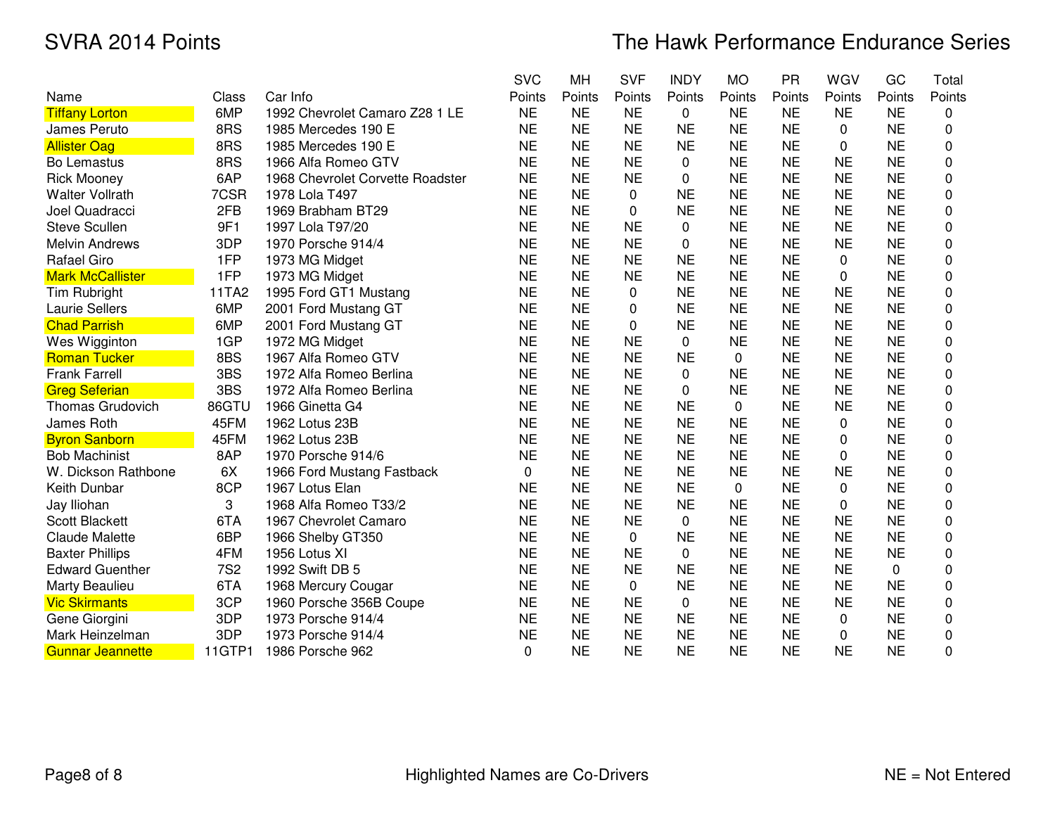# SVRA 2014 Points

## The Hawk Performance Endurance Series

| Name | Class | Car Info | SVC Points | MH Points | SVF Points | INDY Points | MO Points | PR Points | WGV Points | GC Points | Total Points |
|---|---|---|---|---|---|---|---|---|---|---|---|
| Tiffany Lorton | 6MP | 1992 Chevrolet Camaro Z28 1 LE | NE | NE | NE | 0 | NE | NE | NE | NE | 0 |
| James Peruto | 8RS | 1985 Mercedes 190 E | NE | NE | NE | NE | NE | NE | 0 | NE | 0 |
| Allister Oag | 8RS | 1985 Mercedes 190 E | NE | NE | NE | NE | NE | NE | 0 | NE | 0 |
| Bo Lemastus | 8RS | 1966 Alfa Romeo GTV | NE | NE | NE | 0 | NE | NE | NE | NE | 0 |
| Rick Mooney | 6AP | 1968 Chevrolet Corvette Roadster | NE | NE | NE | 0 | NE | NE | NE | NE | 0 |
| Walter Vollrath | 7CSR | 1978 Lola T497 | NE | NE | 0 | NE | NE | NE | NE | NE | 0 |
| Joel Quadracci | 2FB | 1969 Brabham BT29 | NE | NE | 0 | NE | NE | NE | NE | NE | 0 |
| Steve Scullen | 9F1 | 1997 Lola T97/20 | NE | NE | NE | 0 | NE | NE | NE | NE | 0 |
| Melvin Andrews | 3DP | 1970 Porsche 914/4 | NE | NE | NE | 0 | NE | NE | NE | NE | 0 |
| Rafael Giro | 1FP | 1973 MG Midget | NE | NE | NE | NE | NE | NE | 0 | NE | 0 |
| Mark McCallister | 1FP | 1973 MG Midget | NE | NE | NE | NE | NE | NE | 0 | NE | 0 |
| Tim Rubright | 11TA2 | 1995 Ford GT1 Mustang | NE | NE | 0 | NE | NE | NE | NE | NE | 0 |
| Laurie Sellers | 6MP | 2001 Ford Mustang GT | NE | NE | 0 | NE | NE | NE | NE | NE | 0 |
| Chad Parrish | 6MP | 2001 Ford Mustang GT | NE | NE | 0 | NE | NE | NE | NE | NE | 0 |
| Wes Wigginton | 1GP | 1972 MG Midget | NE | NE | NE | 0 | NE | NE | NE | NE | 0 |
| Roman Tucker | 8BS | 1967 Alfa Romeo GTV | NE | NE | NE | NE | 0 | NE | NE | NE | 0 |
| Frank Farrell | 3BS | 1972 Alfa Romeo Berlina | NE | NE | NE | 0 | NE | NE | NE | NE | 0 |
| Greg Seferian | 3BS | 1972 Alfa Romeo Berlina | NE | NE | NE | 0 | NE | NE | NE | NE | 0 |
| Thomas Grudovich | 86GTU | 1966 Ginetta G4 | NE | NE | NE | NE | 0 | NE | NE | NE | 0 |
| James Roth | 45FM | 1962 Lotus 23B | NE | NE | NE | NE | NE | NE | 0 | NE | 0 |
| Byron Sanborn | 45FM | 1962 Lotus 23B | NE | NE | NE | NE | NE | NE | 0 | NE | 0 |
| Bob Machinist | 8AP | 1970 Porsche 914/6 | NE | NE | NE | NE | NE | NE | 0 | NE | 0 |
| W. Dickson Rathbone | 6X | 1966 Ford Mustang Fastback | 0 | NE | NE | NE | NE | NE | NE | NE | 0 |
| Keith Dunbar | 8CP | 1967 Lotus Elan | NE | NE | NE | NE | 0 | NE | 0 | NE | 0 |
| Jay Iliohan | 3 | 1968 Alfa Romeo T33/2 | NE | NE | NE | NE | NE | NE | 0 | NE | 0 |
| Scott Blackett | 6TA | 1967 Chevrolet Camaro | NE | NE | NE | 0 | NE | NE | NE | NE | 0 |
| Claude Malette | 6BP | 1966 Shelby GT350 | NE | NE | 0 | NE | NE | NE | NE | NE | 0 |
| Baxter Phillips | 4FM | 1956 Lotus XI | NE | NE | NE | 0 | NE | NE | NE | NE | 0 |
| Edward Guenther | 7S2 | 1992 Swift DB 5 | NE | NE | NE | NE | NE | NE | NE | 0 | 0 |
| Marty Beaulieu | 6TA | 1968 Mercury Cougar | NE | NE | 0 | NE | NE | NE | NE | NE | 0 |
| Vic Skirmants | 3CP | 1960 Porsche 356B Coupe | NE | NE | NE | 0 | NE | NE | NE | NE | 0 |
| Gene Giorgini | 3DP | 1973 Porsche 914/4 | NE | NE | NE | NE | NE | NE | 0 | NE | 0 |
| Mark Heinzelman | 3DP | 1973 Porsche 914/4 | NE | NE | NE | NE | NE | NE | 0 | NE | 0 |
| Gunnar Jeannette | 11GTP1 | 1986 Porsche 962 | 0 | NE | NE | NE | NE | NE | NE | NE | 0 |

Highlighted Names are Co-Drivers

NE = Not Entered